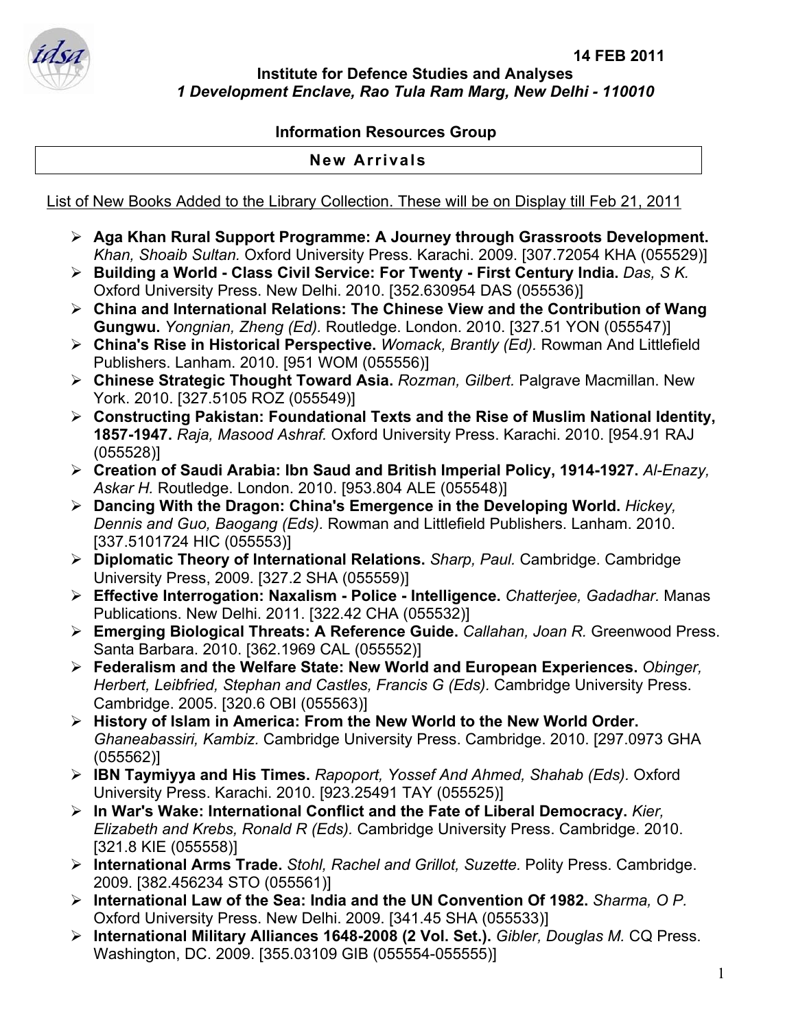14 FEB 2011

**Institute for Defence Studies and Analyses**

***1 Development Enclave, Rao Tula Ram Marg, New Delhi - 110010***

**Information Resources Group**

**New Arrivals**

List of New Books Added to the Library Collection. These will be on Display till Feb 21, 2011

- **Aga Khan Rural Support Programme: A Journey through Grassroots Development.** *Khan, Shoaib Sultan.* Oxford University Press. Karachi. 2009. [307.72054 KHA (055529)]
- **Building a World - Class Civil Service: For Twenty - First Century India.** *Das, S K.* Oxford University Press. New Delhi. 2010. [352.630954 DAS (055536)]
- **China and International Relations: The Chinese View and the Contribution of Wang Gungwu.** *Yongnian, Zheng (Ed).* Routledge. London. 2010. [327.51 YON (055547)]
- **China's Rise in Historical Perspective.** *Womack, Brantly (Ed).* Rowman And Littlefield Publishers. Lanham. 2010. [951 WOM (055556)]
- **Chinese Strategic Thought Toward Asia.** *Rozman, Gilbert.* Palgrave Macmillan. New York. 2010. [327.5105 ROZ (055549)]
- **Constructing Pakistan: Foundational Texts and the Rise of Muslim National Identity, 1857-1947.** *Raja, Masood Ashraf.* Oxford University Press. Karachi. 2010. [954.91 RAJ (055528)]
- **Creation of Saudi Arabia: Ibn Saud and British Imperial Policy, 1914-1927.** *Al-Enazy, Askar H.* Routledge. London. 2010. [953.804 ALE (055548)]
- **Dancing With the Dragon: China's Emergence in the Developing World.** *Hickey, Dennis and Guo, Baogang (Eds).* Rowman and Littlefield Publishers. Lanham. 2010. [337.5101724 HIC (055553)]
- **Diplomatic Theory of International Relations.** *Sharp, Paul.* Cambridge. Cambridge University Press, 2009. [327.2 SHA (055559)]
- **Effective Interrogation: Naxalism - Police - Intelligence.** *Chatterjee, Gadadhar.* Manas Publications. New Delhi. 2011. [322.42 CHA (055532)]
- **Emerging Biological Threats: A Reference Guide.** *Callahan, Joan R.* Greenwood Press. Santa Barbara. 2010. [362.1969 CAL (055552)]
- **Federalism and the Welfare State: New World and European Experiences.** *Obinger, Herbert, Leibfried, Stephan and Castles, Francis G (Eds).* Cambridge University Press. Cambridge. 2005. [320.6 OBI (055563)]
- **History of Islam in America: From the New World to the New World Order.** *Ghaneabassiri, Kambiz.* Cambridge University Press. Cambridge. 2010. [297.0973 GHA (055562)]
- **IBN Taymiyya and His Times.** *Rapoport, Yossef And Ahmed, Shahab (Eds).* Oxford University Press. Karachi. 2010. [923.25491 TAY (055525)]
- **In War's Wake: International Conflict and the Fate of Liberal Democracy.** *Kier, Elizabeth and Krebs, Ronald R (Eds).* Cambridge University Press. Cambridge. 2010. [321.8 KIE (055558)]
- **International Arms Trade.** *Stohl, Rachel and Grillot, Suzette.* Polity Press. Cambridge. 2009. [382.456234 STO (055561)]
- **International Law of the Sea: India and the UN Convention Of 1982.** *Sharma, O P.* Oxford University Press. New Delhi. 2009. [341.45 SHA (055533)]
- **International Military Alliances 1648-2008 (2 Vol. Set.).** *Gibler, Douglas M.* CQ Press. Washington, DC. 2009. [355.03109 GIB (055554-055555)]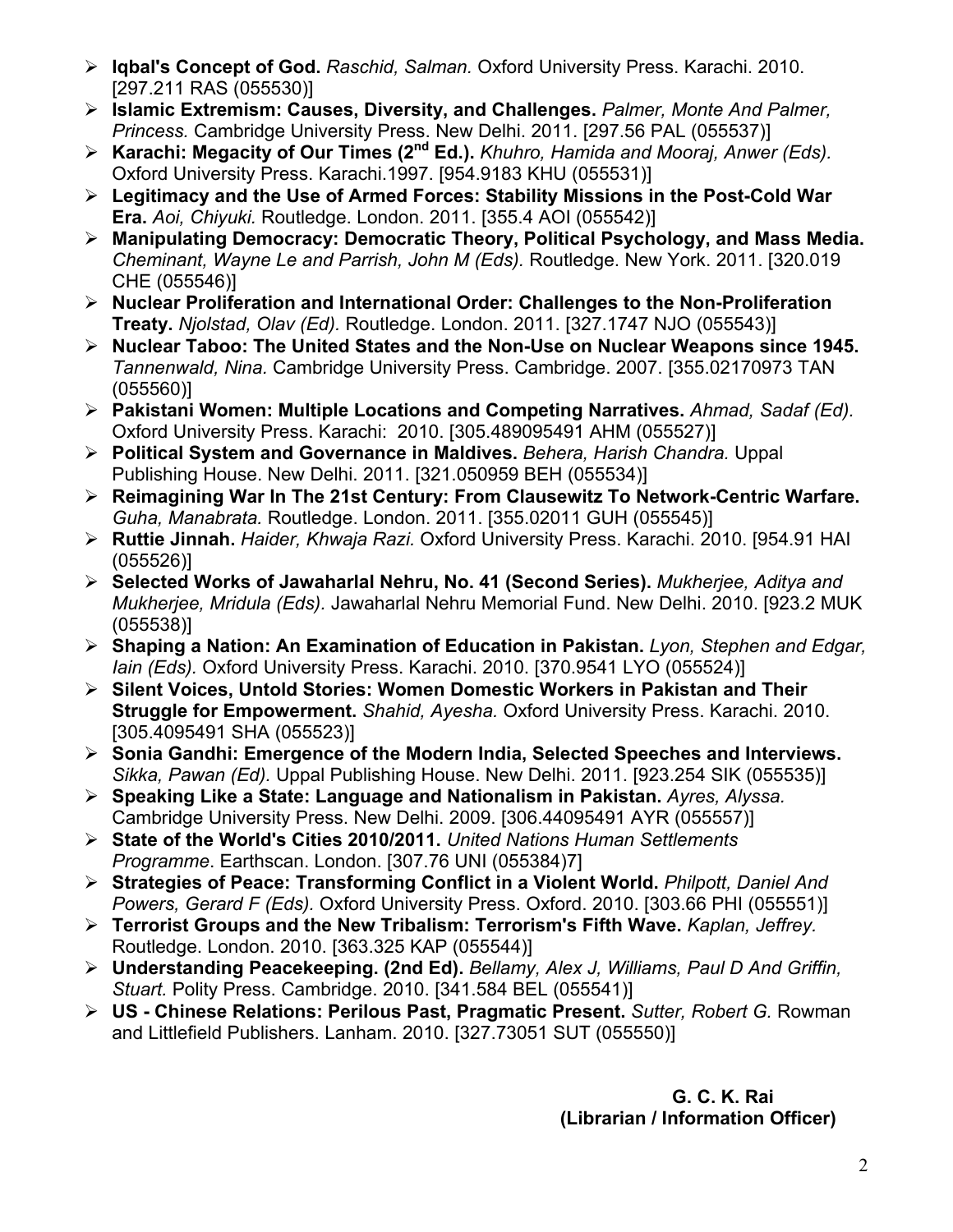- **Iqbal's Concept of God.** *Raschid, Salman.* Oxford University Press. Karachi. 2010. [297.211 RAS (055530)]
- **Islamic Extremism: Causes, Diversity, and Challenges.** *Palmer, Monte And Palmer, Princess.* Cambridge University Press. New Delhi. 2011. [297.56 PAL (055537)]
- **Karachi: Megacity of Our Times (2nd Ed.).** *Khuhro, Hamida and Mooraj, Anwer (Eds).* Oxford University Press. Karachi.1997. [954.9183 KHU (055531)]
- **Legitimacy and the Use of Armed Forces: Stability Missions in the Post-Cold War Era.** *Aoi, Chiyuki.* Routledge. London. 2011. [355.4 AOI (055542)]
- **Manipulating Democracy: Democratic Theory, Political Psychology, and Mass Media.** *Cheminant, Wayne Le and Parrish, John M (Eds).* Routledge. New York. 2011. [320.019 CHE (055546)]
- **Nuclear Proliferation and International Order: Challenges to the Non-Proliferation Treaty.** *Njolstad, Olav (Ed).* Routledge. London. 2011. [327.1747 NJO (055543)]
- **Nuclear Taboo: The United States and the Non-Use on Nuclear Weapons since 1945.** *Tannenwald, Nina.* Cambridge University Press. Cambridge. 2007. [355.02170973 TAN (055560)]
- **Pakistani Women: Multiple Locations and Competing Narratives.** *Ahmad, Sadaf (Ed).* Oxford University Press. Karachi: 2010. [305.489095491 AHM (055527)]
- **Political System and Governance in Maldives.** *Behera, Harish Chandra.* Uppal Publishing House. New Delhi. 2011. [321.050959 BEH (055534)]
- **Reimagining War In The 21st Century: From Clausewitz To Network-Centric Warfare.** *Guha, Manabrata.* Routledge. London. 2011. [355.02011 GUH (055545)]
- **Ruttie Jinnah.** *Haider, Khwaja Razi.* Oxford University Press. Karachi. 2010. [954.91 HAI (055526)]
- **Selected Works of Jawaharlal Nehru, No. 41 (Second Series).** *Mukherjee, Aditya and Mukherjee, Mridula (Eds).* Jawaharlal Nehru Memorial Fund. New Delhi. 2010. [923.2 MUK (055538)]
- **Shaping a Nation: An Examination of Education in Pakistan.** *Lyon, Stephen and Edgar, Iain (Eds).* Oxford University Press. Karachi. 2010. [370.9541 LYO (055524)]
- **Silent Voices, Untold Stories: Women Domestic Workers in Pakistan and Their Struggle for Empowerment.** *Shahid, Ayesha.* Oxford University Press. Karachi. 2010. [305.4095491 SHA (055523)]
- **Sonia Gandhi: Emergence of the Modern India, Selected Speeches and Interviews.** *Sikka, Pawan (Ed).* Uppal Publishing House. New Delhi. 2011. [923.254 SIK (055535)]
- **Speaking Like a State: Language and Nationalism in Pakistan.** *Ayres, Alyssa.* Cambridge University Press. New Delhi. 2009. [306.44095491 AYR (055557)]
- **State of the World's Cities 2010/2011.** *United Nations Human Settlements Programme*. Earthscan. London. [307.76 UNI (055384)7]
- **Strategies of Peace: Transforming Conflict in a Violent World.** *Philpott, Daniel And Powers, Gerard F (Eds).* Oxford University Press. Oxford. 2010. [303.66 PHI (055551)]
- **Terrorist Groups and the New Tribalism: Terrorism's Fifth Wave.** *Kaplan, Jeffrey.* Routledge. London. 2010. [363.325 KAP (055544)]
- **Understanding Peacekeeping. (2nd Ed).** *Bellamy, Alex J, Williams, Paul D And Griffin, Stuart.* Polity Press. Cambridge. 2010. [341.584 BEL (055541)]
- **US - Chinese Relations: Perilous Past, Pragmatic Present.** *Sutter, Robert G.* Rowman and Littlefield Publishers. Lanham. 2010. [327.73051 SUT (055550)]

**G. C. K. Rai**
**(Librarian / Information Officer)**